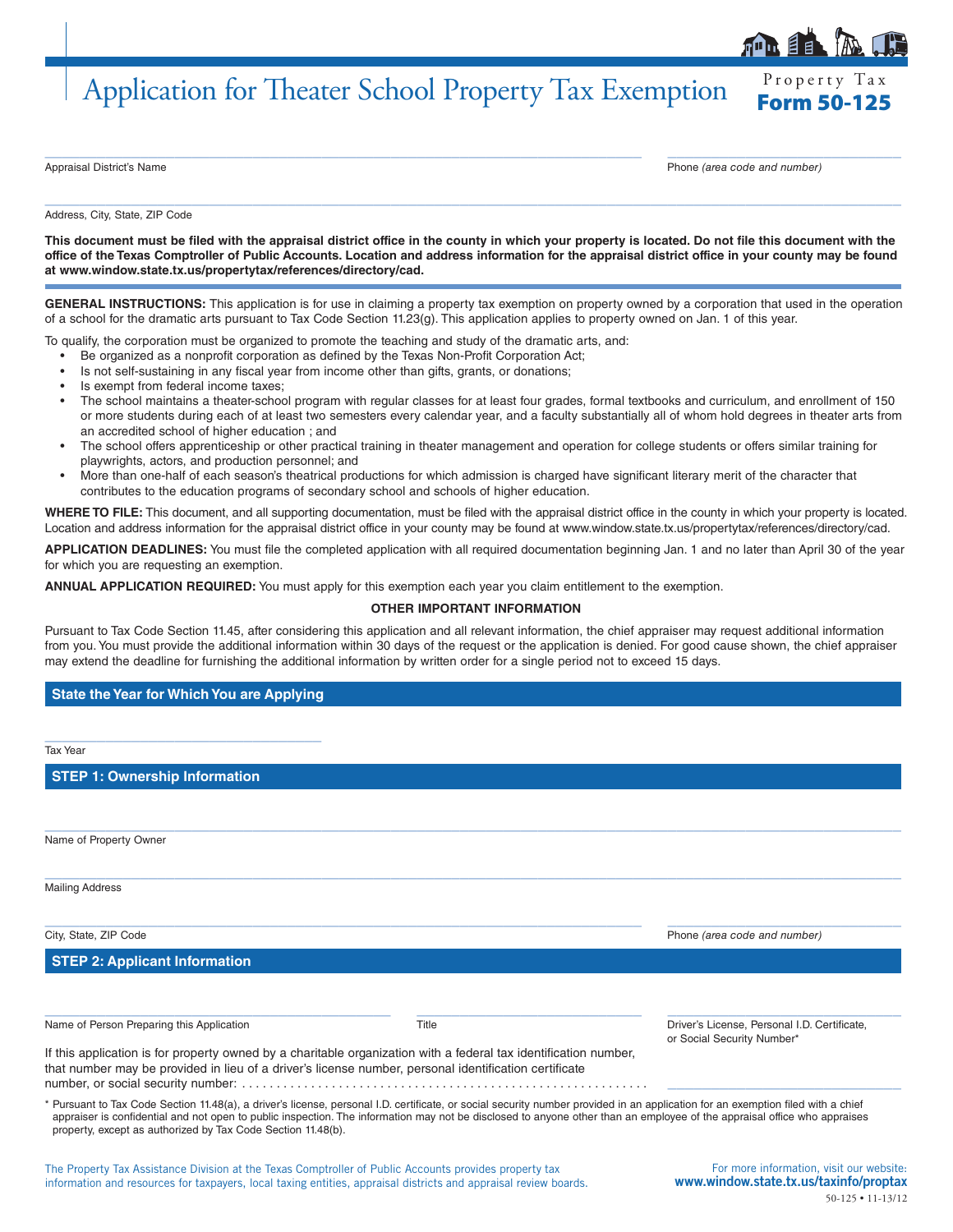# Application for Theater School Property Tax Exemption

**Property Tax**
**Form 50-125**

______________________________ Appraisal District's Name

______________________________ Phone *(area code and number)*

______________________________ Address, City, State, ZIP Code

**This document must be filed with the appraisal district office in the county in which your property is located. Do not file this document with the office of the Texas Comptroller of Public Accounts. Location and address information for the appraisal district office in your county may be found at www.window.state.tx.us/propertytax/references/directory/cad.**

**GENERAL INSTRUCTIONS:** This application is for use in claiming a property tax exemption on property owned by a corporation that used in the operation of a school for the dramatic arts pursuant to Tax Code Section 11.23(g). This application applies to property owned on Jan. 1 of this year.

To qualify, the corporation must be organized to promote the teaching and study of the dramatic arts, and:

- Be organized as a nonprofit corporation as defined by the Texas Non-Profit Corporation Act;
- Is not self-sustaining in any fiscal year from income other than gifts, grants, or donations;
- Is exempt from federal income taxes;
- The school maintains a theater-school program with regular classes for at least four grades, formal textbooks and curriculum, and enrollment of 150 or more students during each of at least two semesters every calendar year, and a faculty substantially all of whom hold degrees in theater arts from an accredited school of higher education ; and
- The school offers apprenticeship or other practical training in theater management and operation for college students or offers similar training for playwrights, actors, and production personnel; and
- More than one-half of each season's theatrical productions for which admission is charged have significant literary merit of the character that contributes to the education programs of secondary school and schools of higher education.

**WHERE TO FILE:** This document, and all supporting documentation, must be filed with the appraisal district office in the county in which your property is located. Location and address information for the appraisal district office in your county may be found at www.window.state.tx.us/propertytax/references/directory/cad.

**APPLICATION DEADLINES:** You must file the completed application with all required documentation beginning Jan. 1 and no later than April 30 of the year for which you are requesting an exemption.

**ANNUAL APPLICATION REQUIRED:** You must apply for this exemption each year you claim entitlement to the exemption.

**OTHER IMPORTANT INFORMATION**

Pursuant to Tax Code Section 11.45, after considering this application and all relevant information, the chief appraiser may request additional information from you. You must provide the additional information within 30 days of the request or the application is denied. For good cause shown, the chief appraiser may extend the deadline for furnishing the additional information by written order for a single period not to exceed 15 days.

## State the Year for Which You are Applying

______________________________ Tax Year

## STEP 1: Ownership Information

______________________________ Name of Property Owner

______________________________ Mailing Address

______________________________ City, State, ZIP Code

______________________________ Phone *(area code and number)*

## STEP 2: Applicant Information

______________________________ Name of Person Preparing this Application

______________________________ Title

______________________________ Driver's License, Personal I.D. Certificate, or Social Security Number*

If this application is for property owned by a charitable organization with a federal tax identification number, that number may be provided in lieu of a driver's license number, personal identification certificate number, or social security number: . . . . . . . . . . . . . . . . . . . . . . . . . . . . . . . . . . . . . . . . . . . . . . . . . . . . . . . . . . ______________________________

\* Pursuant to Tax Code Section 11.48(a), a driver's license, personal I.D. certificate, or social security number provided in an application for an exemption filed with a chief appraiser is confidential and not open to public inspection. The information may not be disclosed to anyone other than an employee of the appraisal office who appraises property, except as authorized by Tax Code Section 11.48(b).

The Property Tax Assistance Division at the Texas Comptroller of Public Accounts provides property tax information and resources for taxpayers, local taxing entities, appraisal districts and appraisal review boards.

For more information, visit our website: **www.window.state.tx.us/taxinfo/proptax**

50-125 • 11-13/12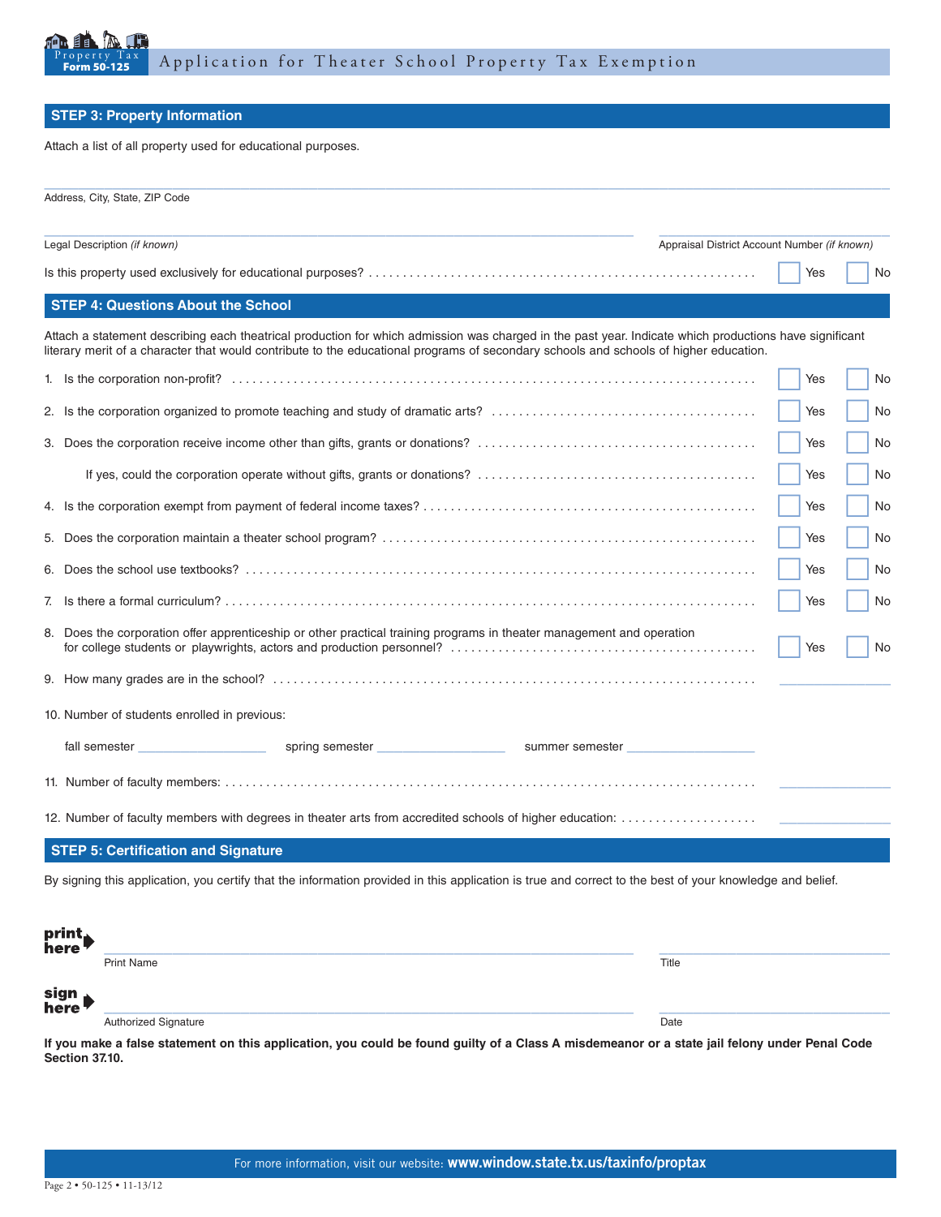Property Tax Form 50-125

# Application for Theater School Property Tax Exemption

## STEP 3: Property Information

Attach a list of all property used for educational purposes.

Address, City, State, ZIP Code

Legal Description *(if known)*

Appraisal District Account Number *(if known)*

Is this property used exclusively for educational purposes? ☐ Yes ☐ No

## STEP 4: Questions About the School

Attach a statement describing each theatrical production for which admission was charged in the past year. Indicate which productions have significant literary merit of a character that would contribute to the educational programs of secondary schools and schools of higher education.

1. Is the corporation non-profit? ☐ Yes ☐ No
2. Is the corporation organized to promote teaching and study of dramatic arts? ☐ Yes ☐ No
3. Does the corporation receive income other than gifts, grants or donations? ☐ Yes ☐ No

   If yes, could the corporation operate without gifts, grants or donations? ☐ Yes ☐ No
4. Is the corporation exempt from payment of federal income taxes? ☐ Yes ☐ No
5. Does the corporation maintain a theater school program? ☐ Yes ☐ No
6. Does the school use textbooks? ☐ Yes ☐ No
7. Is there a formal curriculum? ☐ Yes ☐ No
8. Does the corporation offer apprenticeship or other practical training programs in theater management and operation for college students or playwrights, actors and production personnel? ☐ Yes ☐ No
9. How many grades are in the school? ____________
10. Number of students enrolled in previous:

    fall semester ____________ spring semester ____________ summer semester ____________
11. Number of faculty members: ____________
12. Number of faculty members with degrees in theater arts from accredited schools of higher education: ____________

## STEP 5: Certification and Signature

By signing this application, you certify that the information provided in this application is true and correct to the best of your knowledge and belief.

**print here** ______________________________ Print Name ____________ Title

**sign here** ______________________________ Authorized Signature ____________ Date

**If you make a false statement on this application, you could be found guilty of a Class A misdemeanor or a state jail felony under Penal Code Section 37.10.**

For more information, visit our website: **www.window.state.tx.us/taxinfo/proptax**